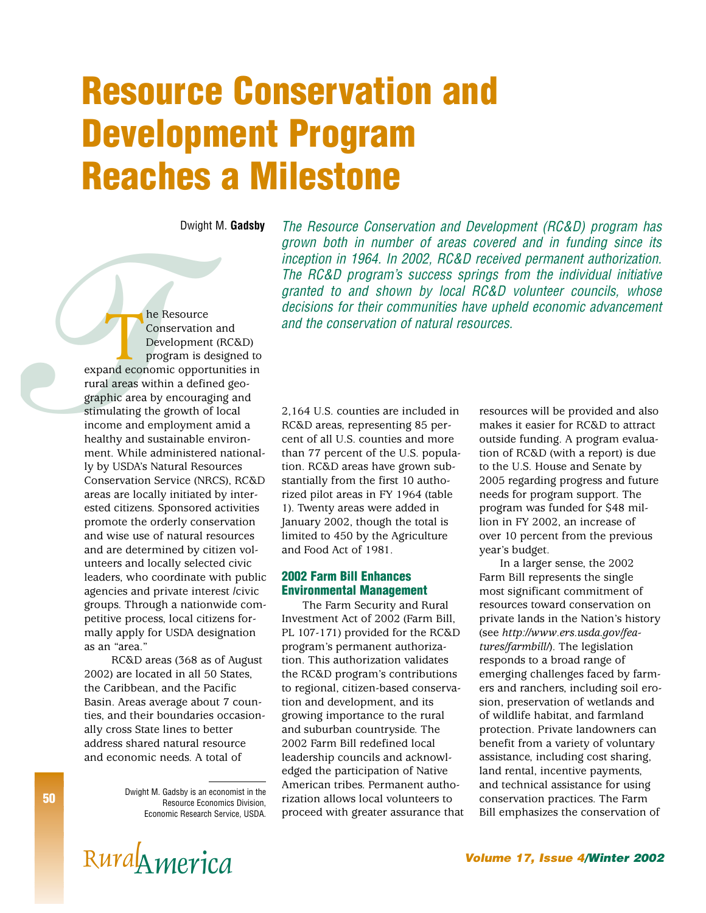# Resource Conservation and Development Program Reaches a Milestone

Dwight M. **Gadsby**

*The Resource Conservation and Development (RC&D) program has grown both in number of areas covered and in funding since its inception in 1964. In 2002, RC&D received permanent authorization. The RC&D program's success springs from the individual initiative granted to and shown by local RC&D volunteer councils, whose decisions for their communities have upheld economic advancement and the conservation of natural resources.*

The Resource Conservation and Development (RC&D) program is designed to expand economic opportunities in rural areas within a defined geographic area by encouraging and stimulating the growth of local income and employment amid a healthy and sustainable environment. While administered nationally by USDA's Natural Resources Conservation Service (NRCS), RC&D areas are locally initiated by interested citizens. Sponsored activities promote the orderly conservation and wise use of natural resources and are determined by citizen volunteers and locally selected civic leaders, who coordinate with public agencies and private interest /civic groups. Through a nationwide competitive process, local citizens formally apply for USDA designation as an "area."

RC&D areas (368 as of August 2002) are located in all 50 States, the Caribbean, and the Pacific Basin. Areas average about 7 counties, and their boundaries occasionally cross State lines to better address shared natural resource and economic needs. A total of 2,164 U.S. counties are included in RC&D areas, representing 85 percent of all U.S. counties and more than 77 percent of the U.S. population. RC&D areas have grown substantially from the first 10 authorized pilot areas in FY 1964 (table 1). Twenty areas were added in January 2002, though the total is limited to 450 by the Agriculture and Food Act of 1981.

Dwight M. Gadsby is an economist in the Resource Economics Division, Economic Research Service, USDA.

## 2002 Farm Bill Enhances Environmental Management

The Farm Security and Rural Investment Act of 2002 (Farm Bill, PL 107-171) provided for the RC&D program's permanent authorization. This authorization validates the RC&D program's contributions to regional, citizen-based conservation and development, and its growing importance to the rural and suburban countryside. The 2002 Farm Bill redefined local leadership councils and acknowledged the participation of Native American tribes. Permanent authorization allows local volunteers to proceed with greater assurance that resources will be provided and also makes it easier for RC&D to attract outside funding. A program evaluation of RC&D (with a report) is due to the U.S. House and Senate by 2005 regarding progress and future needs for program support. The program was funded for $48 million in FY 2002, an increase of over 10 percent from the previous year's budget.

In a larger sense, the 2002 Farm Bill represents the single most significant commitment of resources toward conservation on private lands in the Nation's history (see *http://www.ers.usda.gov/features/farmbill/*). The legislation responds to a broad range of emerging challenges faced by farmers and ranchers, including soil erosion, preservation of wetlands and of wildlife habitat, and farmland protection. Private landowners can benefit from a variety of voluntary assistance, including cost sharing, land rental, incentive payments, and technical assistance for using conservation practices. The Farm Bill emphasizes the conservation of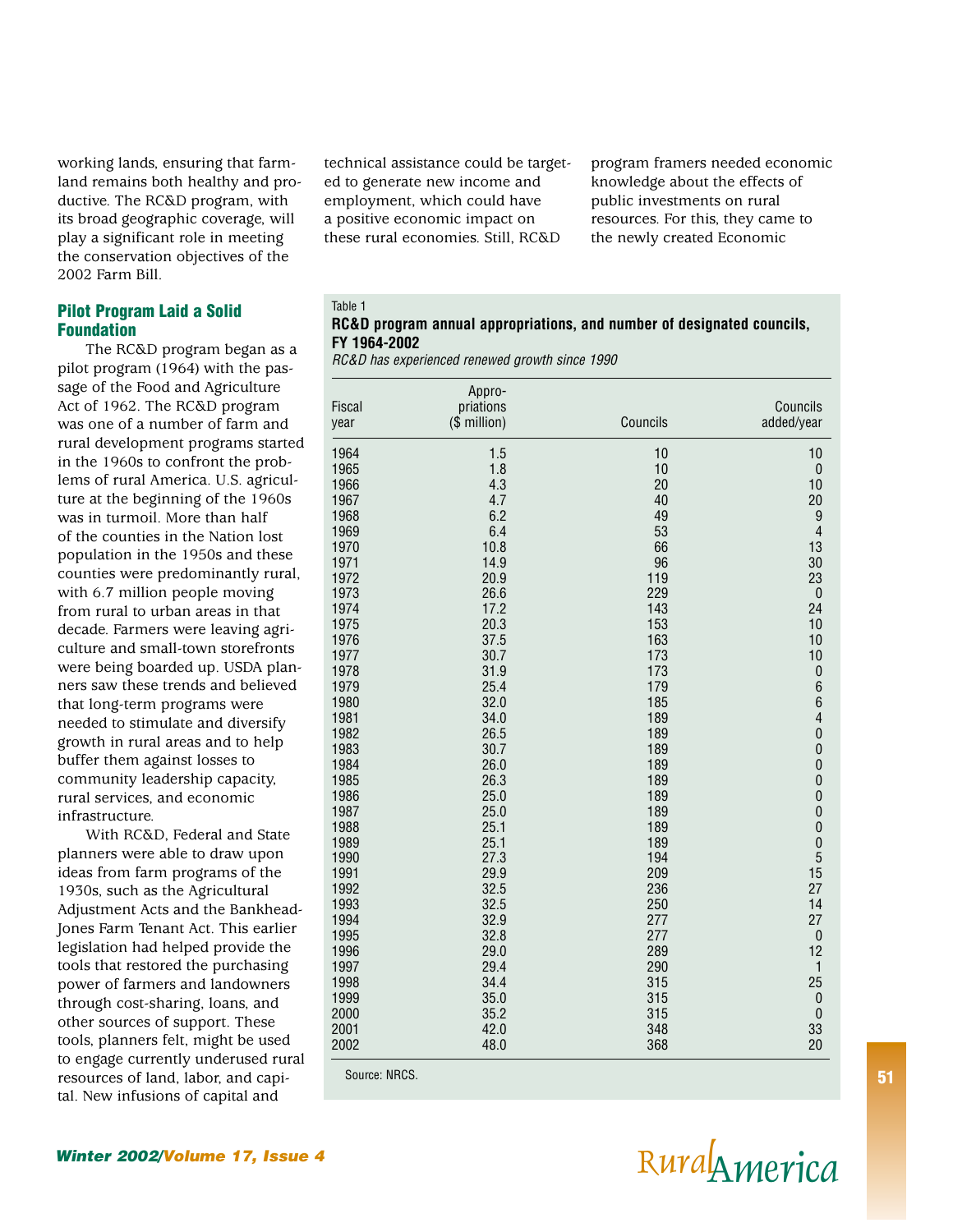working lands, ensuring that farmland remains both healthy and productive. The RC&D program, with its broad geographic coverage, will play a significant role in meeting the conservation objectives of the 2002 Farm Bill.

## Pilot Program Laid a Solid Foundation

The RC&D program began as a pilot program (1964) with the passage of the Food and Agriculture Act of 1962. The RC&D program was one of a number of farm and rural development programs started in the 1960s to confront the problems of rural America. U.S. agriculture at the beginning of the 1960s was in turmoil. More than half of the counties in the Nation lost population in the 1950s and these counties were predominantly rural, with 6.7 million people moving from rural to urban areas in that decade. Farmers were leaving agriculture and small-town storefronts were being boarded up. USDA planners saw these trends and believed that long-term programs were needed to stimulate and diversify growth in rural areas and to help buffer them against losses to community leadership capacity, rural services, and economic infrastructure.

With RC&D, Federal and State planners were able to draw upon ideas from farm programs of the 1930s, such as the Agricultural Adjustment Acts and the Bankhead-Jones Farm Tenant Act. This earlier legislation had helped provide the tools that restored the purchasing power of farmers and landowners through cost-sharing, loans, and other sources of support. These tools, planners felt, might be used to engage currently underused rural resources of land, labor, and capital. New infusions of capital and technical assistance could be targeted to generate new income and employment, which could have a positive economic impact on these rural economies. Still, RC&D program framers needed economic knowledge about the effects of public investments on rural resources. For this, they came to the newly created Economic

Table 1

**RC&D program annual appropriations, and number of designated councils, FY 1964-2002**

*RC&D has experienced renewed growth since 1990*

| Fiscal year | Appropriations ($ million) | Councils | Councils added/year |
|---|---|---|---|
| 1964 | 1.5 | 10 | 10 |
| 1965 | 1.8 | 10 | 0 |
| 1966 | 4.3 | 20 | 10 |
| 1967 | 4.7 | 40 | 20 |
| 1968 | 6.2 | 49 | 9 |
| 1969 | 6.4 | 53 | 4 |
| 1970 | 10.8 | 66 | 13 |
| 1971 | 14.9 | 96 | 30 |
| 1972 | 20.9 | 119 | 23 |
| 1973 | 26.6 | 229 | 0 |
| 1974 | 17.2 | 143 | 24 |
| 1975 | 20.3 | 153 | 10 |
| 1976 | 37.5 | 163 | 10 |
| 1977 | 30.7 | 173 | 10 |
| 1978 | 31.9 | 173 | 0 |
| 1979 | 25.4 | 179 | 6 |
| 1980 | 32.0 | 185 | 6 |
| 1981 | 34.0 | 189 | 4 |
| 1982 | 26.5 | 189 | 0 |
| 1983 | 30.7 | 189 | 0 |
| 1984 | 26.0 | 189 | 0 |
| 1985 | 26.3 | 189 | 0 |
| 1986 | 25.0 | 189 | 0 |
| 1987 | 25.0 | 189 | 0 |
| 1988 | 25.1 | 189 | 0 |
| 1989 | 25.1 | 189 | 0 |
| 1990 | 27.3 | 194 | 5 |
| 1991 | 29.9 | 209 | 15 |
| 1992 | 32.5 | 236 | 27 |
| 1993 | 32.5 | 250 | 14 |
| 1994 | 32.9 | 277 | 27 |
| 1995 | 32.8 | 277 | 0 |
| 1996 | 29.0 | 289 | 12 |
| 1997 | 29.4 | 290 | 1 |
| 1998 | 34.4 | 315 | 25 |
| 1999 | 35.0 | 315 | 0 |
| 2000 | 35.2 | 315 | 0 |
| 2001 | 42.0 | 348 | 33 |
| 2002 | 48.0 | 368 | 20 |

Source: NRCS.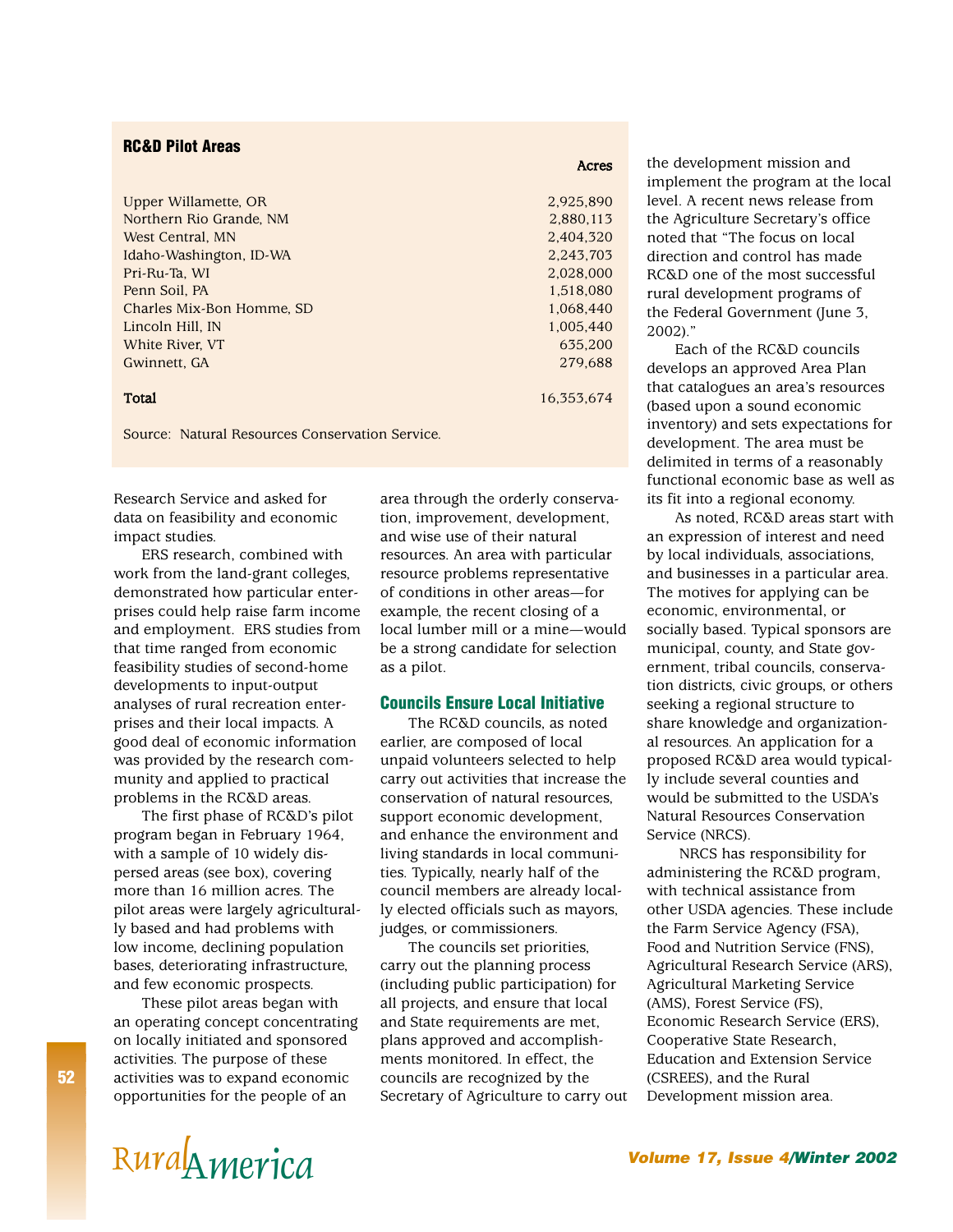**RC&D Pilot Areas**

| | Acres |
|---|---|
| Upper Willamette, OR | 2,925,890 |
| Northern Rio Grande, NM | 2,880,113 |
| West Central, MN | 2,404,320 |
| Idaho-Washington, ID-WA | 2,243,703 |
| Pri-Ru-Ta, WI | 2,028,000 |
| Penn Soil, PA | 1,518,080 |
| Charles Mix-Bon Homme, SD | 1,068,440 |
| Lincoln Hill, IN | 1,005,440 |
| White River, VT | 635,200 |
| Gwinnett, GA | 279,688 |
| **Total** | 16,353,674 |

Source: Natural Resources Conservation Service.

Research Service and asked for data on feasibility and economic impact studies.

ERS research, combined with work from the land-grant colleges, demonstrated how particular enterprises could help raise farm income and employment. ERS studies from that time ranged from economic feasibility studies of second-home developments to input-output analyses of rural recreation enterprises and their local impacts. A good deal of economic information was provided by the research community and applied to practical problems in the RC&D areas.

The first phase of RC&D's pilot program began in February 1964, with a sample of 10 widely dispersed areas (see box), covering more than 16 million acres. The pilot areas were largely agriculturally based and had problems with low income, declining population bases, deteriorating infrastructure, and few economic prospects.

These pilot areas began with an operating concept concentrating on locally initiated and sponsored activities. The purpose of these activities was to expand economic opportunities for the people of an area through the orderly conservation, improvement, development, and wise use of their natural resources. An area with particular resource problems representative of conditions in other areas—for example, the recent closing of a local lumber mill or a mine—would be a strong candidate for selection as a pilot.

## Councils Ensure Local Initiative

The RC&D councils, as noted earlier, are composed of local unpaid volunteers selected to help carry out activities that increase the conservation of natural resources, support economic development, and enhance the environment and living standards in local communities. Typically, nearly half of the council members are already locally elected officials such as mayors, judges, or commissioners.

The councils set priorities, carry out the planning process (including public participation) for all projects, and ensure that local and State requirements are met, plans approved and accomplishments monitored. In effect, the councils are recognized by the Secretary of Agriculture to carry out the development mission and implement the program at the local level. A recent news release from the Agriculture Secretary's office noted that "The focus on local direction and control has made RC&D one of the most successful rural development programs of the Federal Government (June 3, 2002)."

Each of the RC&D councils develops an approved Area Plan that catalogues an area's resources (based upon a sound economic inventory) and sets expectations for development. The area must be delimited in terms of a reasonably functional economic base as well as its fit into a regional economy.

As noted, RC&D areas start with an expression of interest and need by local individuals, associations, and businesses in a particular area. The motives for applying can be economic, environmental, or socially based. Typical sponsors are municipal, county, and State government, tribal councils, conservation districts, civic groups, or others seeking a regional structure to share knowledge and organizational resources. An application for a proposed RC&D area would typically include several counties and would be submitted to the USDA's Natural Resources Conservation Service (NRCS).

NRCS has responsibility for administering the RC&D program, with technical assistance from other USDA agencies. These include the Farm Service Agency (FSA), Food and Nutrition Service (FNS), Agricultural Research Service (ARS), Agricultural Marketing Service (AMS), Forest Service (FS), Economic Research Service (ERS), Cooperative State Research, Education and Extension Service (CSREES), and the Rural Development mission area.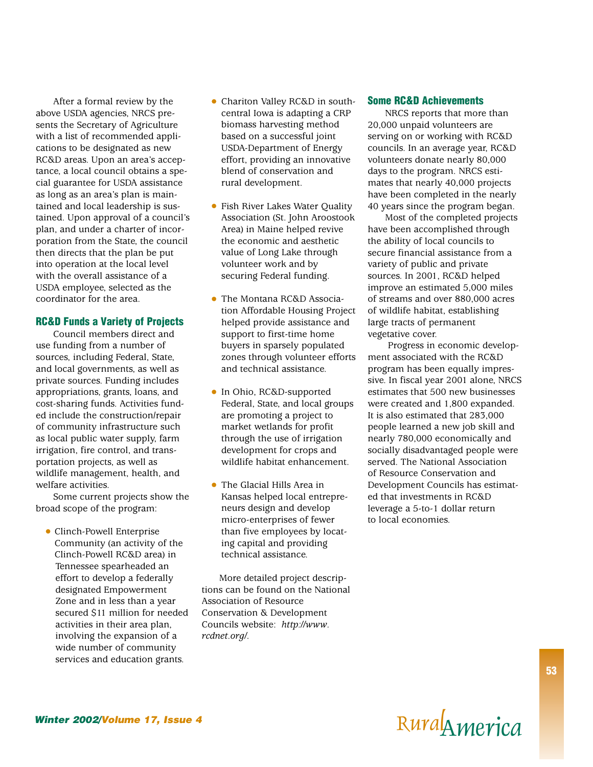After a formal review by the above USDA agencies, NRCS presents the Secretary of Agriculture with a list of recommended applications to be designated as new RC&D areas. Upon an area's acceptance, a local council obtains a special guarantee for USDA assistance as long as an area's plan is maintained and local leadership is sustained. Upon approval of a council's plan, and under a charter of incorporation from the State, the council then directs that the plan be put into operation at the local level with the overall assistance of a USDA employee, selected as the coordinator for the area.

## RC&D Funds a Variety of Projects

Council members direct and use funding from a number of sources, including Federal, State, and local governments, as well as private sources. Funding includes appropriations, grants, loans, and cost-sharing funds. Activities funded include the construction/repair of community infrastructure such as local public water supply, farm irrigation, fire control, and transportation projects, as well as wildlife management, health, and welfare activities.

Some current projects show the broad scope of the program:

- Clinch-Powell Enterprise Community (an activity of the Clinch-Powell RC&D area) in Tennessee spearheaded an effort to develop a federally designated Empowerment Zone and in less than a year secured $11 million for needed activities in their area plan, involving the expansion of a wide number of community services and education grants.

- Chariton Valley RC&D in south-central Iowa is adapting a CRP biomass harvesting method based on a successful joint USDA-Department of Energy effort, providing an innovative blend of conservation and rural development.

- Fish River Lakes Water Quality Association (St. John Aroostook Area) in Maine helped revive the economic and aesthetic value of Long Lake through volunteer work and by securing Federal funding.

- The Montana RC&D Association Affordable Housing Project helped provide assistance and support to first-time home buyers in sparsely populated zones through volunteer efforts and technical assistance.

- In Ohio, RC&D-supported Federal, State, and local groups are promoting a project to market wetlands for profit through the use of irrigation development for crops and wildlife habitat enhancement.

- The Glacial Hills Area in Kansas helped local entrepreneurs design and develop micro-enterprises of fewer than five employees by locating capital and providing technical assistance.

More detailed project descriptions can be found on the National Association of Resource Conservation & Development Councils website: *http://www.rcdnet.org/*.

## Some RC&D Achievements

NRCS reports that more than 20,000 unpaid volunteers are serving on or working with RC&D councils. In an average year, RC&D volunteers donate nearly 80,000 days to the program. NRCS estimates that nearly 40,000 projects have been completed in the nearly 40 years since the program began.

Most of the completed projects have been accomplished through the ability of local councils to secure financial assistance from a variety of public and private sources. In 2001, RC&D helped improve an estimated 5,000 miles of streams and over 880,000 acres of wildlife habitat, establishing large tracts of permanent vegetative cover.

Progress in economic development associated with the RC&D program has been equally impressive. In fiscal year 2001 alone, NRCS estimates that 500 new businesses were created and 1,800 expanded. It is also estimated that 283,000 people learned a new job skill and nearly 780,000 economically and socially disadvantaged people were served. The National Association of Resource Conservation and Development Councils has estimated that investments in RC&D leverage a 5-to-1 dollar return to local economies.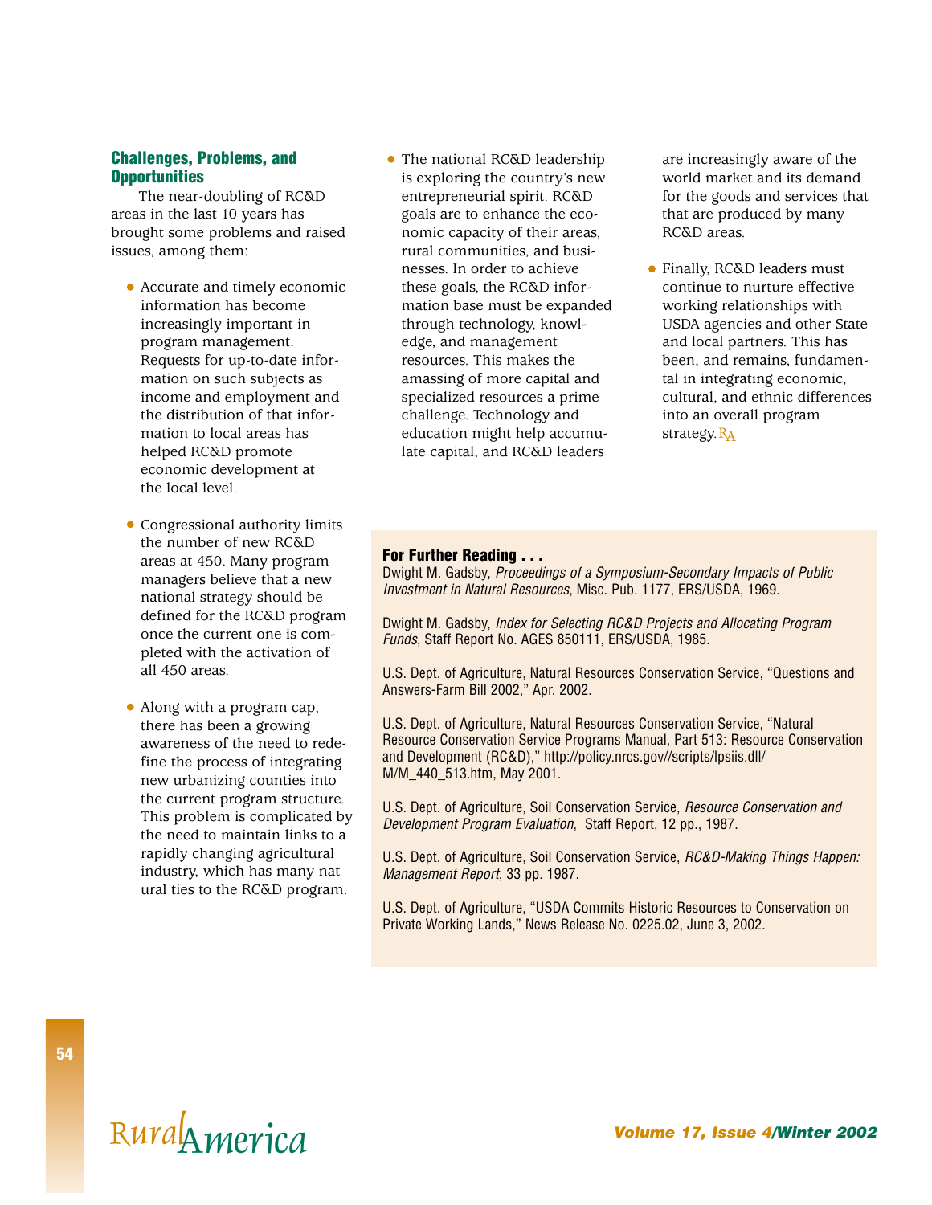## Challenges, Problems, and Opportunities

The near-doubling of RC&D areas in the last 10 years has brought some problems and raised issues, among them:

- Accurate and timely economic information has become increasingly important in program management. Requests for up-to-date information on such subjects as income and employment and the distribution of that information to local areas has helped RC&D promote economic development at the local level.

- Congressional authority limits the number of new RC&D areas at 450. Many program managers believe that a new national strategy should be defined for the RC&D program once the current one is completed with the activation of all 450 areas.

- Along with a program cap, there has been a growing awareness of the need to redefine the process of integrating new urbanizing counties into the current program structure. This problem is complicated by the need to maintain links to a rapidly changing agricultural industry, which has many natural ties to the RC&D program.

- The national RC&D leadership is exploring the country's new entrepreneurial spirit. RC&D goals are to enhance the economic capacity of their areas, rural communities, and businesses. In order to achieve these goals, the RC&D information base must be expanded through technology, knowledge, and management resources. This makes the amassing of more capital and specialized resources a prime challenge. Technology and education might help accumulate capital, and RC&D leaders are increasingly aware of the world market and its demand for the goods and services that that are produced by many RC&D areas.

- Finally, RC&D leaders must continue to nurture effective working relationships with USDA agencies and other State and local partners. This has been, and remains, fundamental in integrating economic, cultural, and ethnic differences into an overall program strategy.

**For Further Reading . . .**

Dwight M. Gadsby, *Proceedings of a Symposium-Secondary Impacts of Public Investment in Natural Resources*, Misc. Pub. 1177, ERS/USDA, 1969.

Dwight M. Gadsby, *Index for Selecting RC&D Projects and Allocating Program Funds*, Staff Report No. AGES 850111, ERS/USDA, 1985.

U.S. Dept. of Agriculture, Natural Resources Conservation Service, "Questions and Answers-Farm Bill 2002," Apr. 2002.

U.S. Dept. of Agriculture, Natural Resources Conservation Service, "Natural Resource Conservation Service Programs Manual, Part 513: Resource Conservation and Development (RC&D)," http://policy.nrcs.gov//scripts/lpsiis.dll/M/M_440_513.htm, May 2001.

U.S. Dept. of Agriculture, Soil Conservation Service, *Resource Conservation and Development Program Evaluation*, Staff Report, 12 pp., 1987.

U.S. Dept. of Agriculture, Soil Conservation Service, *RC&D-Making Things Happen: Management Report*, 33 pp. 1987.

U.S. Dept. of Agriculture, "USDA Commits Historic Resources to Conservation on Private Working Lands," News Release No. 0225.02, June 3, 2002.